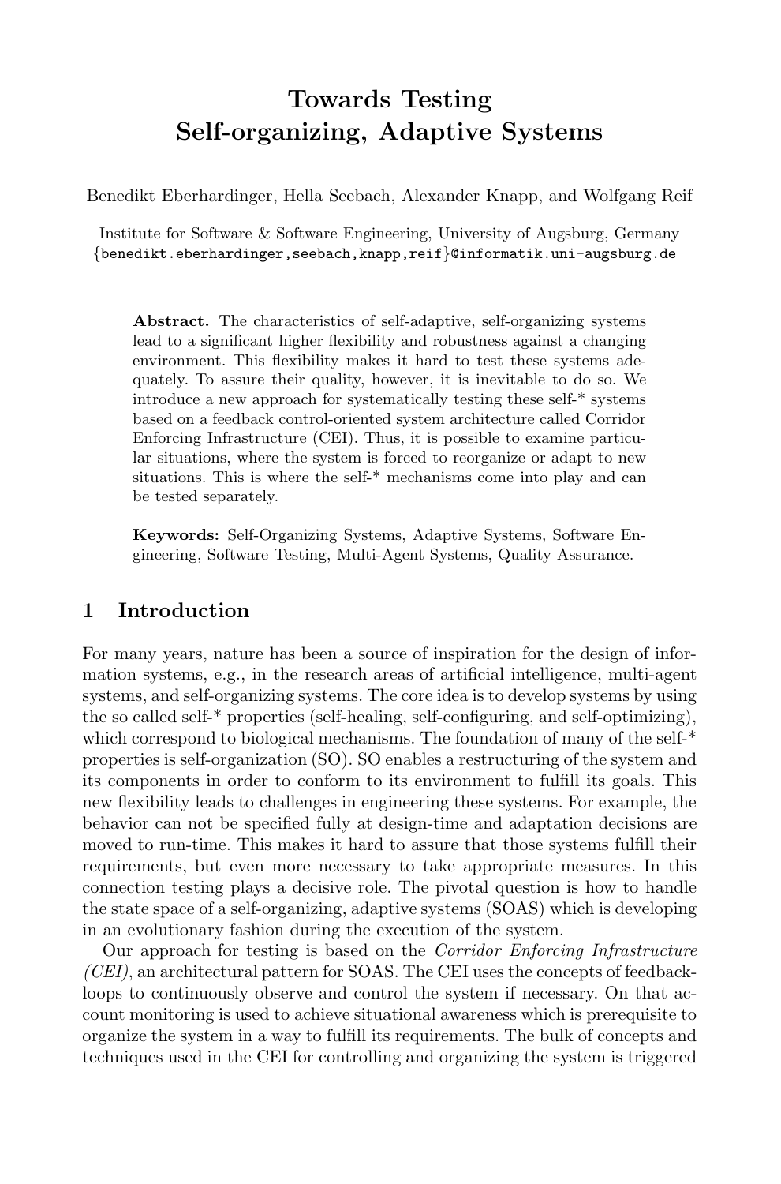# Towards Testing Self-organizing, Adaptive Systems

Benedikt Eberhardinger, Hella Seebach, Alexander Knapp, and Wolfgang Reif

Institute for Software & Software Engineering, University of Augsburg, Germany
{benedikt.eberhardinger,seebach,knapp,reif}@informatik.uni-augsburg.de

**Abstract.** The characteristics of self-adaptive, self-organizing systems lead to a significant higher flexibility and robustness against a changing environment. This flexibility makes it hard to test these systems adequately. To assure their quality, however, it is inevitable to do so. We introduce a new approach for systematically testing these self-* systems based on a feedback control-oriented system architecture called Corridor Enforcing Infrastructure (CEI). Thus, it is possible to examine particular situations, where the system is forced to reorganize or adapt to new situations. This is where the self-* mechanisms come into play and can be tested separately.

**Keywords:** Self-Organizing Systems, Adaptive Systems, Software Engineering, Software Testing, Multi-Agent Systems, Quality Assurance.

## 1 Introduction

For many years, nature has been a source of inspiration for the design of information systems, e.g., in the research areas of artificial intelligence, multi-agent systems, and self-organizing systems. The core idea is to develop systems by using the so called self-* properties (self-healing, self-configuring, and self-optimizing), which correspond to biological mechanisms. The foundation of many of the self-* properties is self-organization (SO). SO enables a restructuring of the system and its components in order to conform to its environment to fulfill its goals. This new flexibility leads to challenges in engineering these systems. For example, the behavior can not be specified fully at design-time and adaptation decisions are moved to run-time. This makes it hard to assure that those systems fulfill their requirements, but even more necessary to take appropriate measures. In this connection testing plays a decisive role. The pivotal question is how to handle the state space of a self-organizing, adaptive systems (SOAS) which is developing in an evolutionary fashion during the execution of the system.

Our approach for testing is based on the *Corridor Enforcing Infrastructure (CEI)*, an architectural pattern for SOAS. The CEI uses the concepts of feedback-loops to continuously observe and control the system if necessary. On that account monitoring is used to achieve situational awareness which is prerequisite to organize the system in a way to fulfill its requirements. The bulk of concepts and techniques used in the CEI for controlling and organizing the system is triggered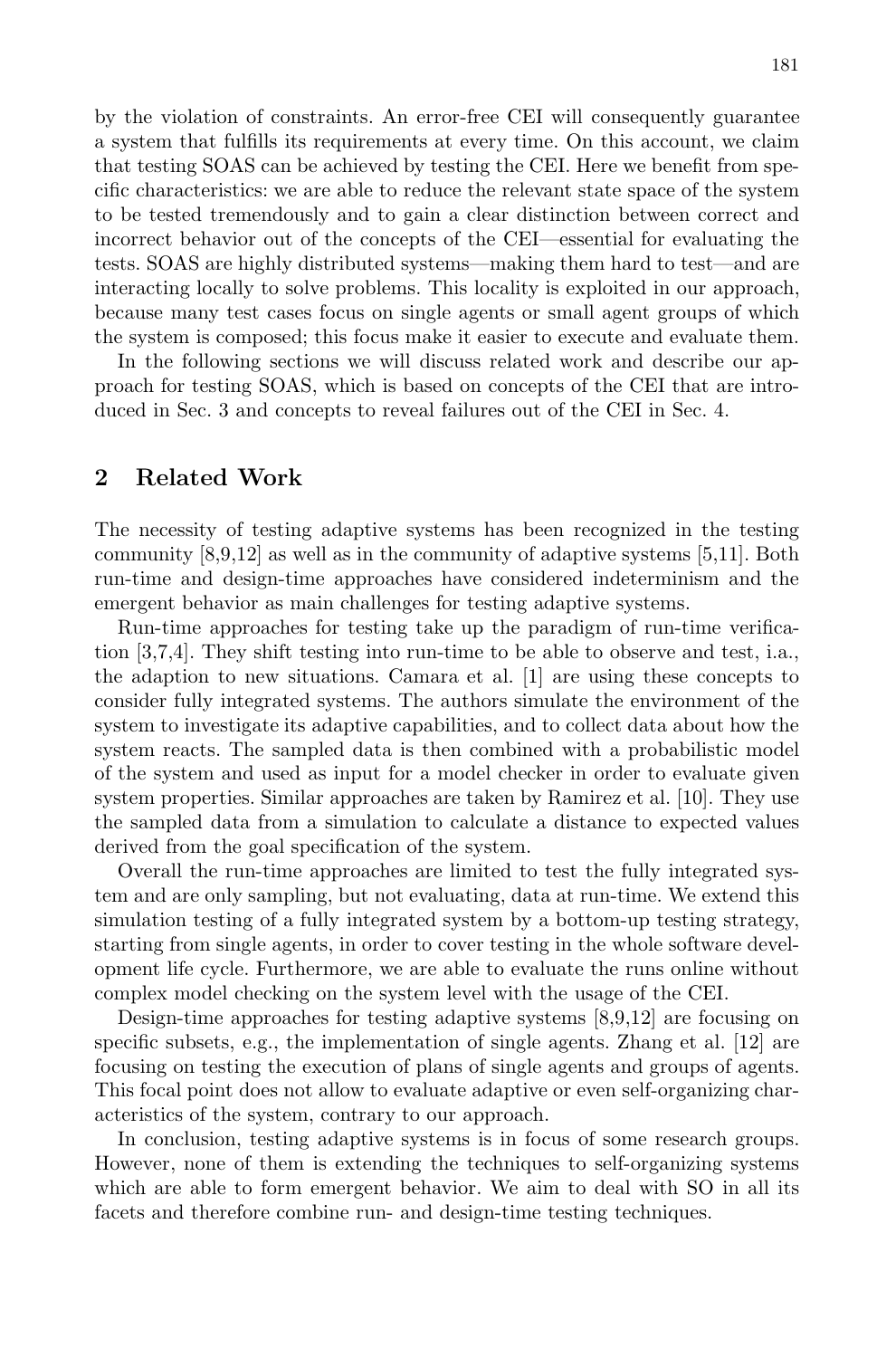by the violation of constraints. An error-free CEI will consequently guarantee a system that fulfills its requirements at every time. On this account, we claim that testing SOAS can be achieved by testing the CEI. Here we benefit from specific characteristics: we are able to reduce the relevant state space of the system to be tested tremendously and to gain a clear distinction between correct and incorrect behavior out of the concepts of the CEI—essential for evaluating the tests. SOAS are highly distributed systems—making them hard to test—and are interacting locally to solve problems. This locality is exploited in our approach, because many test cases focus on single agents or small agent groups of which the system is composed; this focus make it easier to execute and evaluate them.

In the following sections we will discuss related work and describe our approach for testing SOAS, which is based on concepts of the CEI that are introduced in Sec. 3 and concepts to reveal failures out of the CEI in Sec. 4.

## 2 Related Work

The necessity of testing adaptive systems has been recognized in the testing community [8,9,12] as well as in the community of adaptive systems [5,11]. Both run-time and design-time approaches have considered indeterminism and the emergent behavior as main challenges for testing adaptive systems.

Run-time approaches for testing take up the paradigm of run-time verification [3,7,4]. They shift testing into run-time to be able to observe and test, i.a., the adaption to new situations. Camara et al. [1] are using these concepts to consider fully integrated systems. The authors simulate the environment of the system to investigate its adaptive capabilities, and to collect data about how the system reacts. The sampled data is then combined with a probabilistic model of the system and used as input for a model checker in order to evaluate given system properties. Similar approaches are taken by Ramirez et al. [10]. They use the sampled data from a simulation to calculate a distance to expected values derived from the goal specification of the system.

Overall the run-time approaches are limited to test the fully integrated system and are only sampling, but not evaluating, data at run-time. We extend this simulation testing of a fully integrated system by a bottom-up testing strategy, starting from single agents, in order to cover testing in the whole software development life cycle. Furthermore, we are able to evaluate the runs online without complex model checking on the system level with the usage of the CEI.

Design-time approaches for testing adaptive systems [8,9,12] are focusing on specific subsets, e.g., the implementation of single agents. Zhang et al. [12] are focusing on testing the execution of plans of single agents and groups of agents. This focal point does not allow to evaluate adaptive or even self-organizing characteristics of the system, contrary to our approach.

In conclusion, testing adaptive systems is in focus of some research groups. However, none of them is extending the techniques to self-organizing systems which are able to form emergent behavior. We aim to deal with SO in all its facets and therefore combine run- and design-time testing techniques.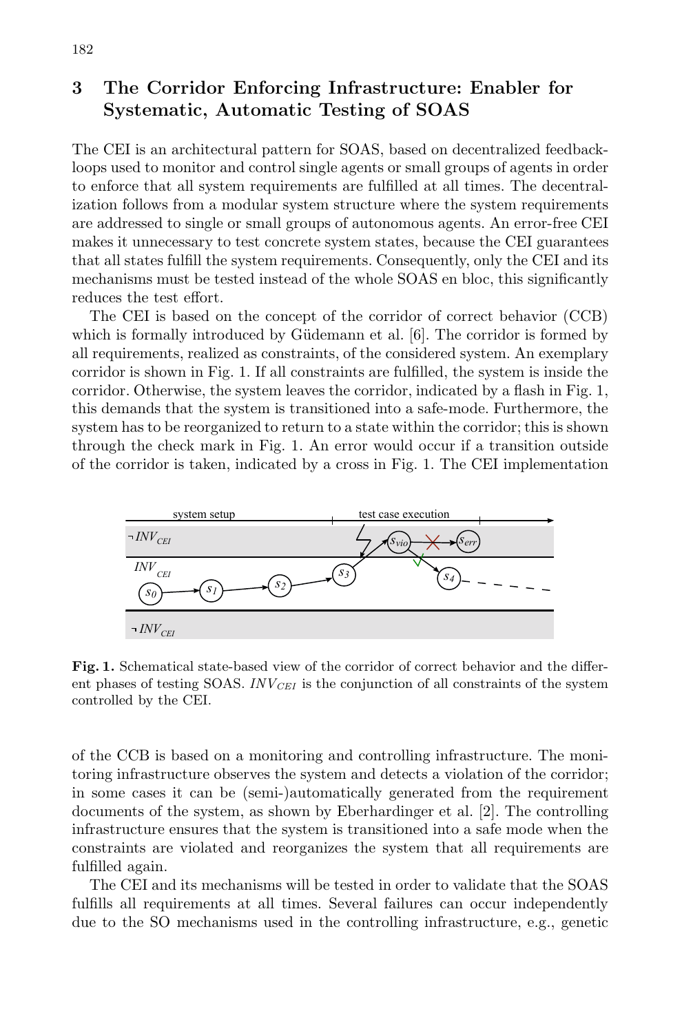## 3 The Corridor Enforcing Infrastructure: Enabler for Systematic, Automatic Testing of SOAS

The CEI is an architectural pattern for SOAS, based on decentralized feedback-loops used to monitor and control single agents or small groups of agents in order to enforce that all system requirements are fulfilled at all times. The decentralization follows from a modular system structure where the system requirements are addressed to single or small groups of autonomous agents. An error-free CEI makes it unnecessary to test concrete system states, because the CEI guarantees that all states fulfill the system requirements. Consequently, only the CEI and its mechanisms must be tested instead of the whole SOAS en bloc, this significantly reduces the test effort.

The CEI is based on the concept of the corridor of correct behavior (CCB) which is formally introduced by Güdemann et al. [6]. The corridor is formed by all requirements, realized as constraints, of the considered system. An exemplary corridor is shown in Fig. 1. If all constraints are fulfilled, the system is inside the corridor. Otherwise, the system leaves the corridor, indicated by a flash in Fig. 1, this demands that the system is transitioned into a safe-mode. Furthermore, the system has to be reorganized to return to a state within the corridor; this is shown through the check mark in Fig. 1. An error would occur if a transition outside of the corridor is taken, indicated by a cross in Fig. 1. The CEI implementation

**Fig. 1.** Schematical state-based view of the corridor of correct behavior and the different phases of testing SOAS. $INV_{CEI}$ is the conjunction of all constraints of the system controlled by the CEI.

of the CCB is based on a monitoring and controlling infrastructure. The monitoring infrastructure observes the system and detects a violation of the corridor; in some cases it can be (semi-)automatically generated from the requirement documents of the system, as shown by Eberhardinger et al. [2]. The controlling infrastructure ensures that the system is transitioned into a safe mode when the constraints are violated and reorganizes the system that all requirements are fulfilled again.

The CEI and its mechanisms will be tested in order to validate that the SOAS fulfills all requirements at all times. Several failures can occur independently due to the SO mechanisms used in the controlling infrastructure, e.g., genetic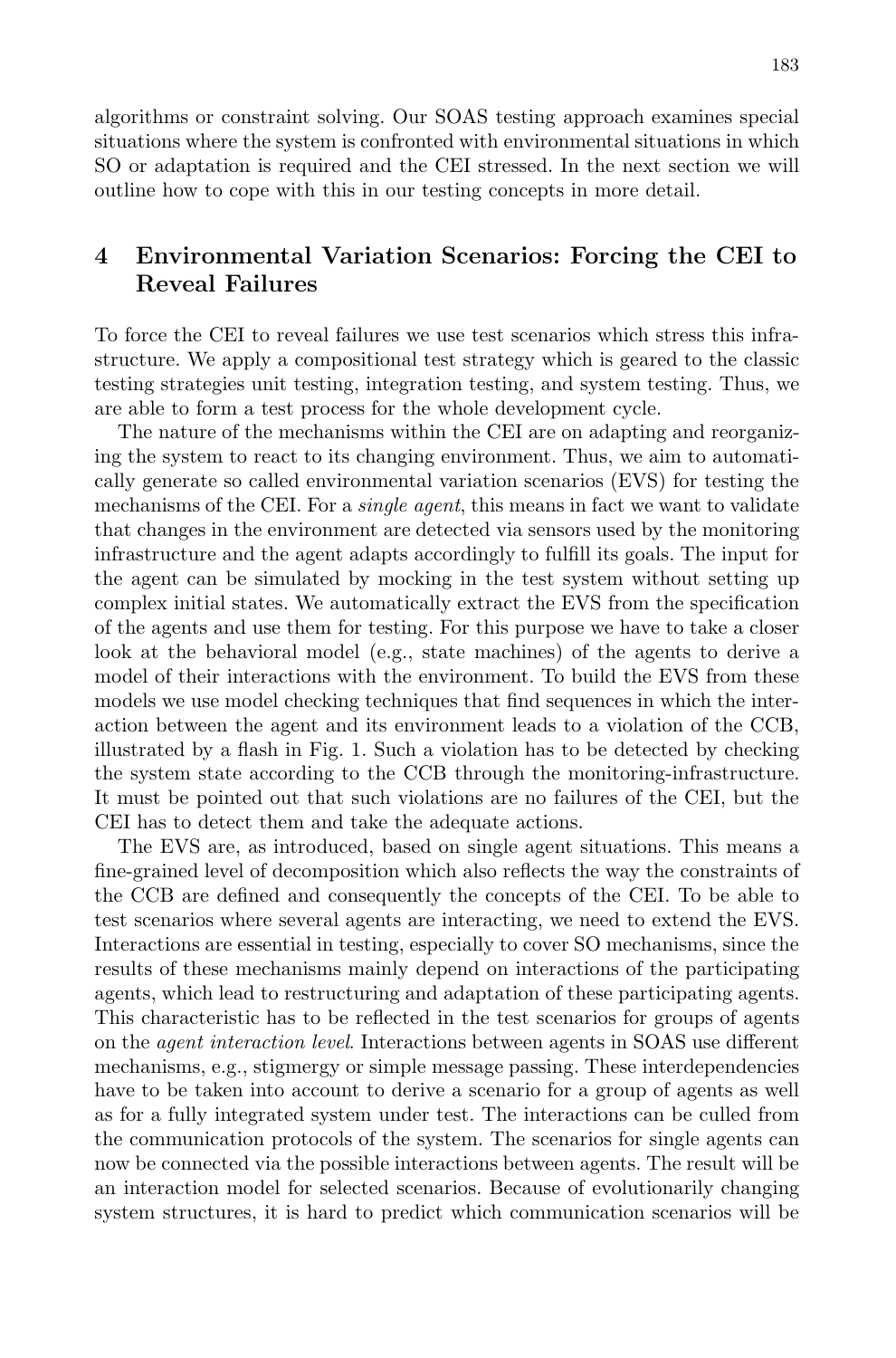algorithms or constraint solving. Our SOAS testing approach examines special situations where the system is confronted with environmental situations in which SO or adaptation is required and the CEI stressed. In the next section we will outline how to cope with this in our testing concepts in more detail.

## 4 Environmental Variation Scenarios: Forcing the CEI to Reveal Failures

To force the CEI to reveal failures we use test scenarios which stress this infrastructure. We apply a compositional test strategy which is geared to the classic testing strategies unit testing, integration testing, and system testing. Thus, we are able to form a test process for the whole development cycle.

The nature of the mechanisms within the CEI are on adapting and reorganizing the system to react to its changing environment. Thus, we aim to automatically generate so called environmental variation scenarios (EVS) for testing the mechanisms of the CEI. For a *single agent*, this means in fact we want to validate that changes in the environment are detected via sensors used by the monitoring infrastructure and the agent adapts accordingly to fulfill its goals. The input for the agent can be simulated by mocking in the test system without setting up complex initial states. We automatically extract the EVS from the specification of the agents and use them for testing. For this purpose we have to take a closer look at the behavioral model (e.g., state machines) of the agents to derive a model of their interactions with the environment. To build the EVS from these models we use model checking techniques that find sequences in which the interaction between the agent and its environment leads to a violation of the CCB, illustrated by a flash in Fig. 1. Such a violation has to be detected by checking the system state according to the CCB through the monitoring-infrastructure. It must be pointed out that such violations are no failures of the CEI, but the CEI has to detect them and take the adequate actions.

The EVS are, as introduced, based on single agent situations. This means a fine-grained level of decomposition which also reflects the way the constraints of the CCB are defined and consequently the concepts of the CEI. To be able to test scenarios where several agents are interacting, we need to extend the EVS. Interactions are essential in testing, especially to cover SO mechanisms, since the results of these mechanisms mainly depend on interactions of the participating agents, which lead to restructuring and adaptation of these participating agents. This characteristic has to be reflected in the test scenarios for groups of agents on the *agent interaction level*. Interactions between agents in SOAS use different mechanisms, e.g., stigmergy or simple message passing. These interdependencies have to be taken into account to derive a scenario for a group of agents as well as for a fully integrated system under test. The interactions can be culled from the communication protocols of the system. The scenarios for single agents can now be connected via the possible interactions between agents. The result will be an interaction model for selected scenarios. Because of evolutionarily changing system structures, it is hard to predict which communication scenarios will be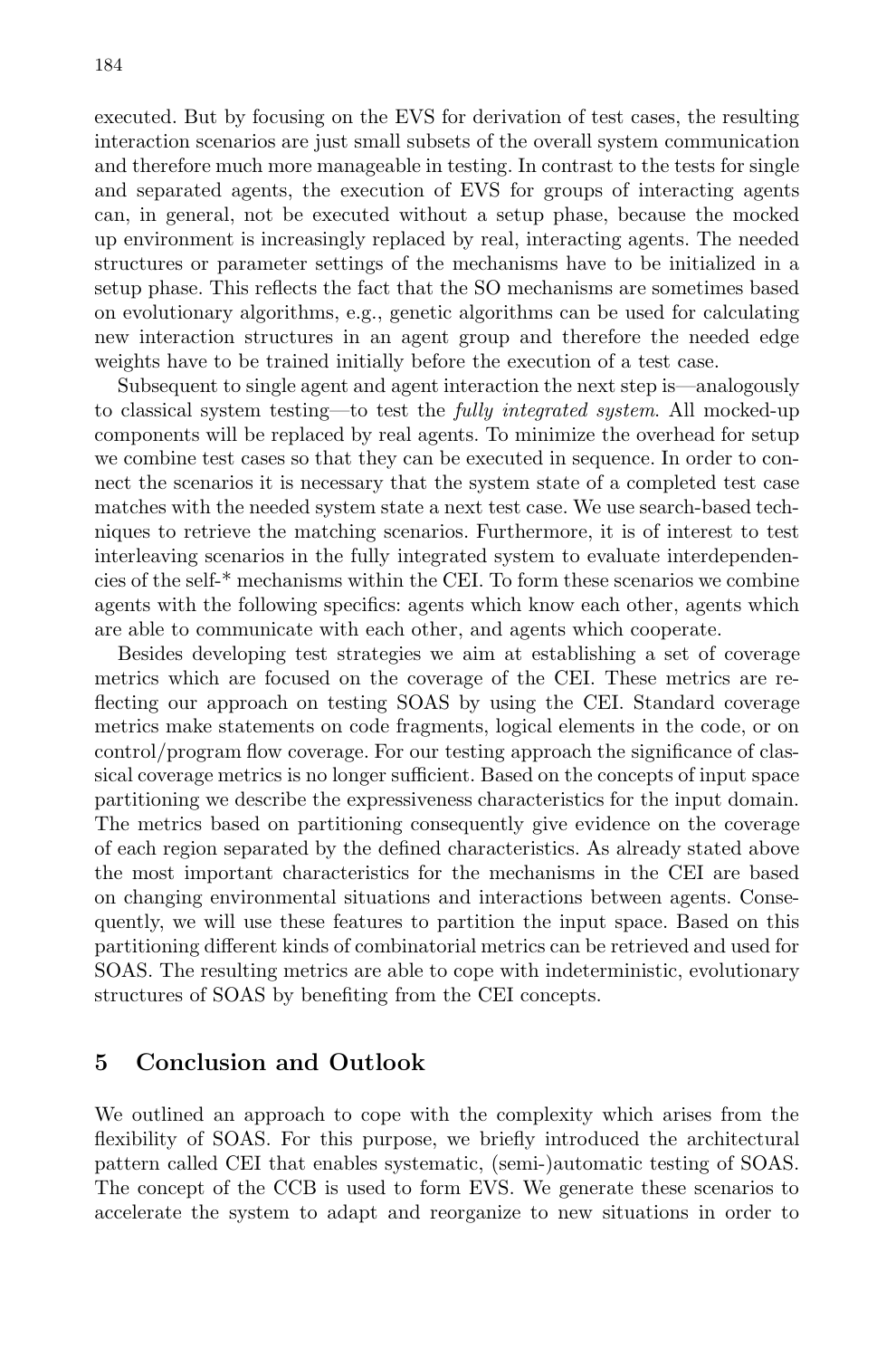executed. But by focusing on the EVS for derivation of test cases, the resulting interaction scenarios are just small subsets of the overall system communication and therefore much more manageable in testing. In contrast to the tests for single and separated agents, the execution of EVS for groups of interacting agents can, in general, not be executed without a setup phase, because the mocked up environment is increasingly replaced by real, interacting agents. The needed structures or parameter settings of the mechanisms have to be initialized in a setup phase. This reflects the fact that the SO mechanisms are sometimes based on evolutionary algorithms, e.g., genetic algorithms can be used for calculating new interaction structures in an agent group and therefore the needed edge weights have to be trained initially before the execution of a test case.

Subsequent to single agent and agent interaction the next step is—analogously to classical system testing—to test the *fully integrated system*. All mocked-up components will be replaced by real agents. To minimize the overhead for setup we combine test cases so that they can be executed in sequence. In order to connect the scenarios it is necessary that the system state of a completed test case matches with the needed system state a next test case. We use search-based techniques to retrieve the matching scenarios. Furthermore, it is of interest to test interleaving scenarios in the fully integrated system to evaluate interdependencies of the self-* mechanisms within the CEI. To form these scenarios we combine agents with the following specifics: agents which know each other, agents which are able to communicate with each other, and agents which cooperate.

Besides developing test strategies we aim at establishing a set of coverage metrics which are focused on the coverage of the CEI. These metrics are reflecting our approach on testing SOAS by using the CEI. Standard coverage metrics make statements on code fragments, logical elements in the code, or on control/program flow coverage. For our testing approach the significance of classical coverage metrics is no longer sufficient. Based on the concepts of input space partitioning we describe the expressiveness characteristics for the input domain. The metrics based on partitioning consequently give evidence on the coverage of each region separated by the defined characteristics. As already stated above the most important characteristics for the mechanisms in the CEI are based on changing environmental situations and interactions between agents. Consequently, we will use these features to partition the input space. Based on this partitioning different kinds of combinatorial metrics can be retrieved and used for SOAS. The resulting metrics are able to cope with indeterministic, evolutionary structures of SOAS by benefiting from the CEI concepts.

## 5 Conclusion and Outlook

We outlined an approach to cope with the complexity which arises from the flexibility of SOAS. For this purpose, we briefly introduced the architectural pattern called CEI that enables systematic, (semi-)automatic testing of SOAS. The concept of the CCB is used to form EVS. We generate these scenarios to accelerate the system to adapt and reorganize to new situations in order to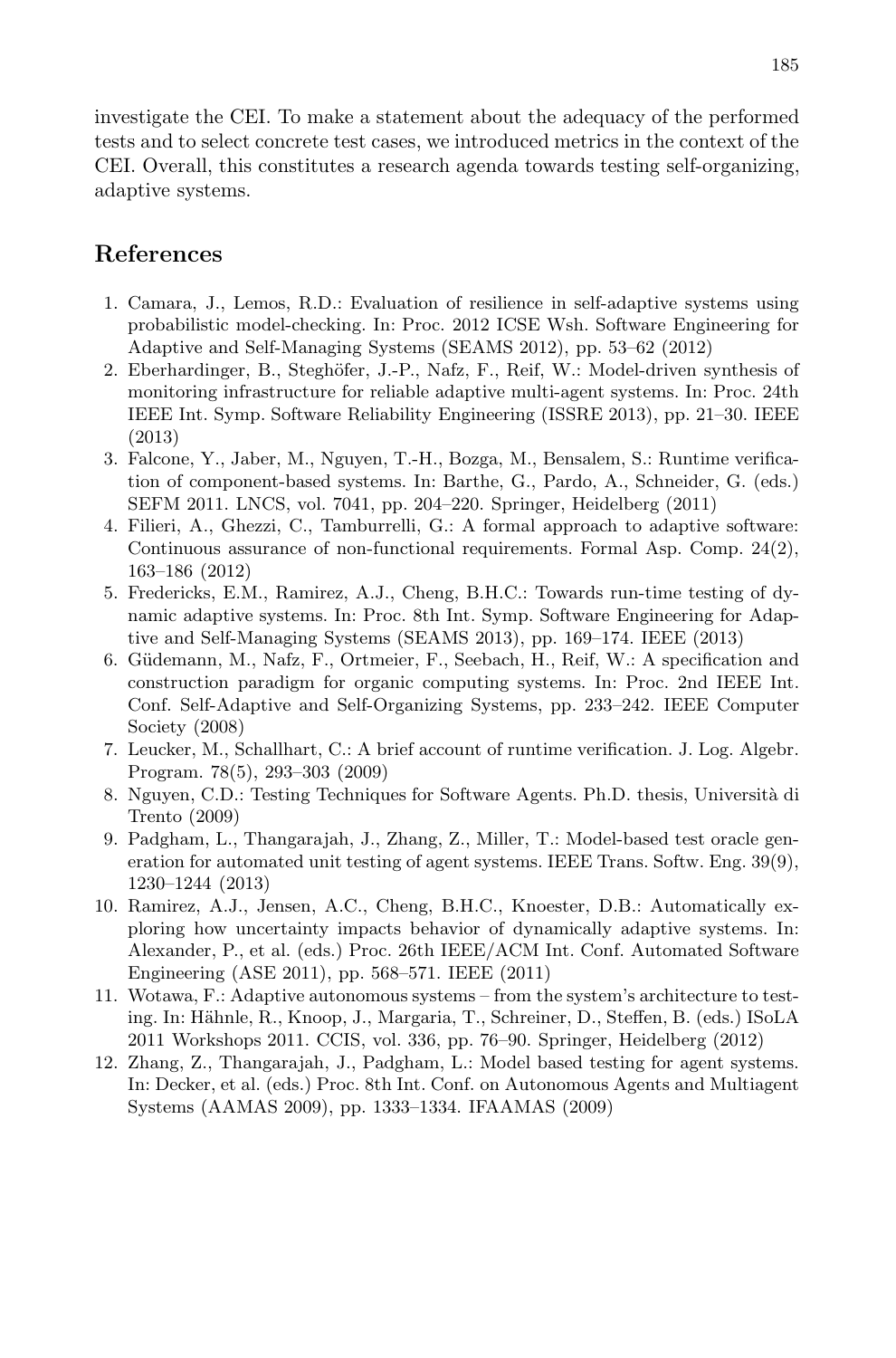investigate the CEI. To make a statement about the adequacy of the performed tests and to select concrete test cases, we introduced metrics in the context of the CEI. Overall, this constitutes a research agenda towards testing self-organizing, adaptive systems.

## References

1. Camara, J., Lemos, R.D.: Evaluation of resilience in self-adaptive systems using probabilistic model-checking. In: Proc. 2012 ICSE Wsh. Software Engineering for Adaptive and Self-Managing Systems (SEAMS 2012), pp. 53–62 (2012)
2. Eberhardinger, B., Steghöfer, J.-P., Nafz, F., Reif, W.: Model-driven synthesis of monitoring infrastructure for reliable adaptive multi-agent systems. In: Proc. 24th IEEE Int. Symp. Software Reliability Engineering (ISSRE 2013), pp. 21–30. IEEE (2013)
3. Falcone, Y., Jaber, M., Nguyen, T.-H., Bozga, M., Bensalem, S.: Runtime verification of component-based systems. In: Barthe, G., Pardo, A., Schneider, G. (eds.) SEFM 2011. LNCS, vol. 7041, pp. 204–220. Springer, Heidelberg (2011)
4. Filieri, A., Ghezzi, C., Tamburrelli, G.: A formal approach to adaptive software: Continuous assurance of non-functional requirements. Formal Asp. Comp. 24(2), 163–186 (2012)
5. Fredericks, E.M., Ramirez, A.J., Cheng, B.H.C.: Towards run-time testing of dynamic adaptive systems. In: Proc. 8th Int. Symp. Software Engineering for Adaptive and Self-Managing Systems (SEAMS 2013), pp. 169–174. IEEE (2013)
6. Güdemann, M., Nafz, F., Ortmeier, F., Seebach, H., Reif, W.: A specification and construction paradigm for organic computing systems. In: Proc. 2nd IEEE Int. Conf. Self-Adaptive and Self-Organizing Systems, pp. 233–242. IEEE Computer Society (2008)
7. Leucker, M., Schallhart, C.: A brief account of runtime verification. J. Log. Algebr. Program. 78(5), 293–303 (2009)
8. Nguyen, C.D.: Testing Techniques for Software Agents. Ph.D. thesis, Università di Trento (2009)
9. Padgham, L., Thangarajah, J., Zhang, Z., Miller, T.: Model-based test oracle generation for automated unit testing of agent systems. IEEE Trans. Softw. Eng. 39(9), 1230–1244 (2013)
10. Ramirez, A.J., Jensen, A.C., Cheng, B.H.C., Knoester, D.B.: Automatically exploring how uncertainty impacts behavior of dynamically adaptive systems. In: Alexander, P., et al. (eds.) Proc. 26th IEEE/ACM Int. Conf. Automated Software Engineering (ASE 2011), pp. 568–571. IEEE (2011)
11. Wotawa, F.: Adaptive autonomous systems – from the system's architecture to testing. In: Hähnle, R., Knoop, J., Margaria, T., Schreiner, D., Steffen, B. (eds.) ISoLA 2011 Workshops 2011. CCIS, vol. 336, pp. 76–90. Springer, Heidelberg (2012)
12. Zhang, Z., Thangarajah, J., Padgham, L.: Model based testing for agent systems. In: Decker, et al. (eds.) Proc. 8th Int. Conf. on Autonomous Agents and Multiagent Systems (AAMAS 2009), pp. 1333–1334. IFAAMAS (2009)